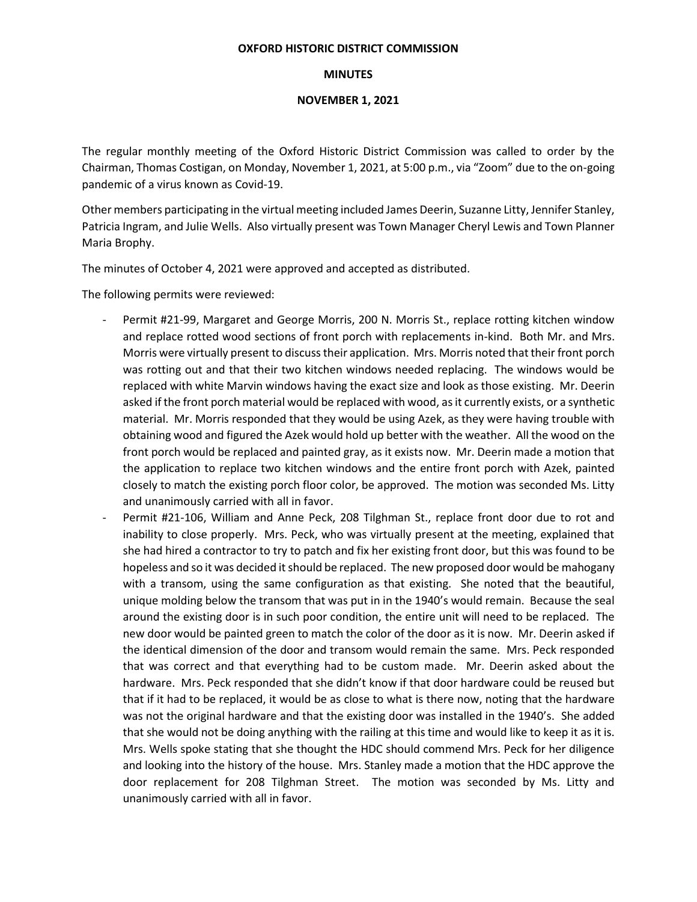**OXFORD HISTORIC DISTRICT COMMISSION**

**MINUTES**

**NOVEMBER 1, 2021**

The regular monthly meeting of the Oxford Historic District Commission was called to order by the Chairman, Thomas Costigan, on Monday, November 1, 2021, at 5:00 p.m., via "Zoom" due to the on-going pandemic of a virus known as Covid-19.

Other members participating in the virtual meeting included James Deerin, Suzanne Litty, Jennifer Stanley, Patricia Ingram, and Julie Wells. Also virtually present was Town Manager Cheryl Lewis and Town Planner Maria Brophy.

The minutes of October 4, 2021 were approved and accepted as distributed.

The following permits were reviewed:

- Permit #21-99, Margaret and George Morris, 200 N. Morris St., replace rotting kitchen window and replace rotted wood sections of front porch with replacements in-kind. Both Mr. and Mrs. Morris were virtually present to discuss their application. Mrs. Morris noted that their front porch was rotting out and that their two kitchen windows needed replacing. The windows would be replaced with white Marvin windows having the exact size and look as those existing. Mr. Deerin asked if the front porch material would be replaced with wood, as it currently exists, or a synthetic material. Mr. Morris responded that they would be using Azek, as they were having trouble with obtaining wood and figured the Azek would hold up better with the weather. All the wood on the front porch would be replaced and painted gray, as it exists now. Mr. Deerin made a motion that the application to replace two kitchen windows and the entire front porch with Azek, painted closely to match the existing porch floor color, be approved. The motion was seconded Ms. Litty and unanimously carried with all in favor.
- Permit #21-106, William and Anne Peck, 208 Tilghman St., replace front door due to rot and inability to close properly. Mrs. Peck, who was virtually present at the meeting, explained that she had hired a contractor to try to patch and fix her existing front door, but this was found to be hopeless and so it was decided it should be replaced. The new proposed door would be mahogany with a transom, using the same configuration as that existing. She noted that the beautiful, unique molding below the transom that was put in in the 1940's would remain. Because the seal around the existing door is in such poor condition, the entire unit will need to be replaced. The new door would be painted green to match the color of the door as it is now. Mr. Deerin asked if the identical dimension of the door and transom would remain the same. Mrs. Peck responded that was correct and that everything had to be custom made. Mr. Deerin asked about the hardware. Mrs. Peck responded that she didn't know if that door hardware could be reused but that if it had to be replaced, it would be as close to what is there now, noting that the hardware was not the original hardware and that the existing door was installed in the 1940's. She added that she would not be doing anything with the railing at this time and would like to keep it as it is. Mrs. Wells spoke stating that she thought the HDC should commend Mrs. Peck for her diligence and looking into the history of the house. Mrs. Stanley made a motion that the HDC approve the door replacement for 208 Tilghman Street. The motion was seconded by Ms. Litty and unanimously carried with all in favor.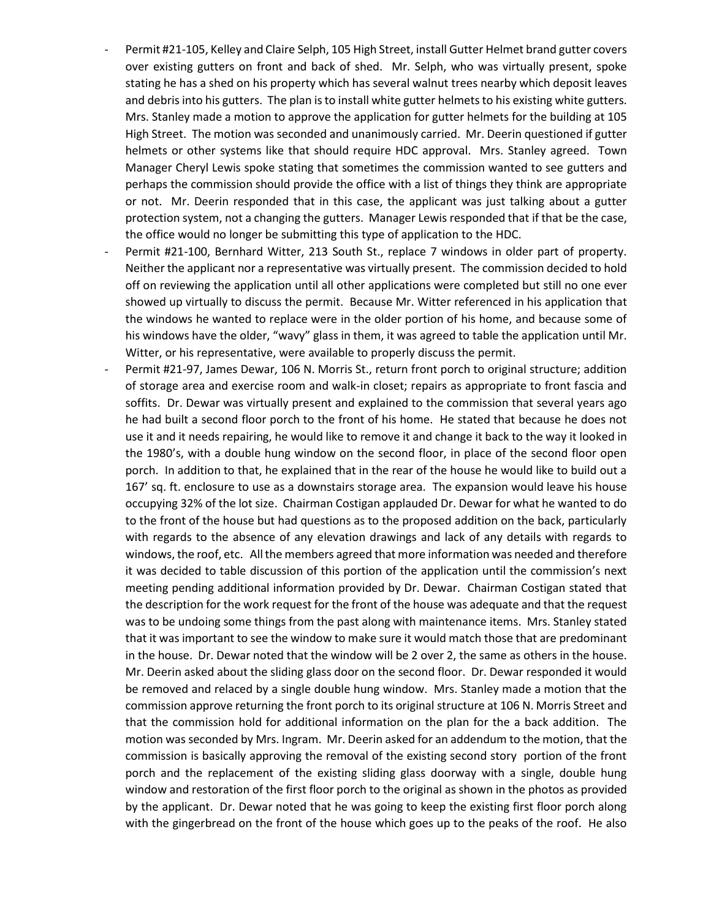- Permit #21-105, Kelley and Claire Selph, 105 High Street, install Gutter Helmet brand gutter covers over existing gutters on front and back of shed. Mr. Selph, who was virtually present, spoke stating he has a shed on his property which has several walnut trees nearby which deposit leaves and debris into his gutters. The plan is to install white gutter helmets to his existing white gutters. Mrs. Stanley made a motion to approve the application for gutter helmets for the building at 105 High Street. The motion was seconded and unanimously carried. Mr. Deerin questioned if gutter helmets or other systems like that should require HDC approval. Mrs. Stanley agreed. Town Manager Cheryl Lewis spoke stating that sometimes the commission wanted to see gutters and perhaps the commission should provide the office with a list of things they think are appropriate or not. Mr. Deerin responded that in this case, the applicant was just talking about a gutter protection system, not a changing the gutters. Manager Lewis responded that if that be the case, the office would no longer be submitting this type of application to the HDC.
- Permit #21-100, Bernhard Witter, 213 South St., replace 7 windows in older part of property. Neither the applicant nor a representative was virtually present. The commission decided to hold off on reviewing the application until all other applications were completed but still no one ever showed up virtually to discuss the permit. Because Mr. Witter referenced in his application that the windows he wanted to replace were in the older portion of his home, and because some of his windows have the older, "wavy" glass in them, it was agreed to table the application until Mr. Witter, or his representative, were available to properly discuss the permit.
- Permit #21-97, James Dewar, 106 N. Morris St., return front porch to original structure; addition of storage area and exercise room and walk-in closet; repairs as appropriate to front fascia and soffits. Dr. Dewar was virtually present and explained to the commission that several years ago he had built a second floor porch to the front of his home. He stated that because he does not use it and it needs repairing, he would like to remove it and change it back to the way it looked in the 1980's, with a double hung window on the second floor, in place of the second floor open porch. In addition to that, he explained that in the rear of the house he would like to build out a 167' sq. ft. enclosure to use as a downstairs storage area. The expansion would leave his house occupying 32% of the lot size. Chairman Costigan applauded Dr. Dewar for what he wanted to do to the front of the house but had questions as to the proposed addition on the back, particularly with regards to the absence of any elevation drawings and lack of any details with regards to windows, the roof, etc. All the members agreed that more information was needed and therefore it was decided to table discussion of this portion of the application until the commission's next meeting pending additional information provided by Dr. Dewar. Chairman Costigan stated that the description for the work request for the front of the house was adequate and that the request was to be undoing some things from the past along with maintenance items. Mrs. Stanley stated that it was important to see the window to make sure it would match those that are predominant in the house. Dr. Dewar noted that the window will be 2 over 2, the same as others in the house. Mr. Deerin asked about the sliding glass door on the second floor. Dr. Dewar responded it would be removed and relaced by a single double hung window. Mrs. Stanley made a motion that the commission approve returning the front porch to its original structure at 106 N. Morris Street and that the commission hold for additional information on the plan for the a back addition. The motion was seconded by Mrs. Ingram. Mr. Deerin asked for an addendum to the motion, that the commission is basically approving the removal of the existing second story portion of the front porch and the replacement of the existing sliding glass doorway with a single, double hung window and restoration of the first floor porch to the original as shown in the photos as provided by the applicant. Dr. Dewar noted that he was going to keep the existing first floor porch along with the gingerbread on the front of the house which goes up to the peaks of the roof. He also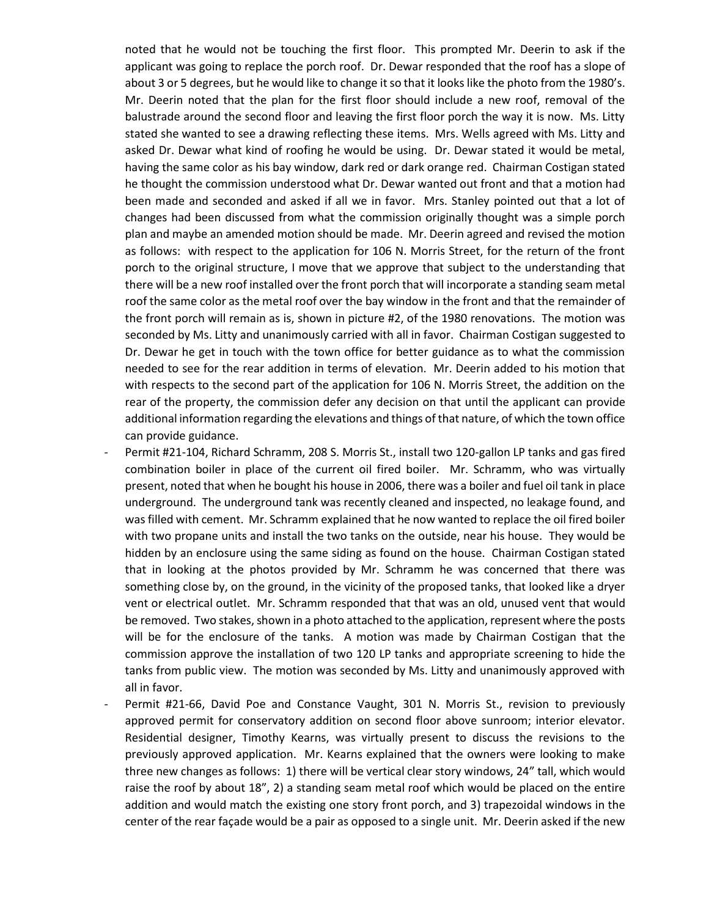noted that he would not be touching the first floor. This prompted Mr. Deerin to ask if the applicant was going to replace the porch roof. Dr. Dewar responded that the roof has a slope of about 3 or 5 degrees, but he would like to change it so that it looks like the photo from the 1980's. Mr. Deerin noted that the plan for the first floor should include a new roof, removal of the balustrade around the second floor and leaving the first floor porch the way it is now. Ms. Litty stated she wanted to see a drawing reflecting these items. Mrs. Wells agreed with Ms. Litty and asked Dr. Dewar what kind of roofing he would be using. Dr. Dewar stated it would be metal, having the same color as his bay window, dark red or dark orange red. Chairman Costigan stated he thought the commission understood what Dr. Dewar wanted out front and that a motion had been made and seconded and asked if all we in favor. Mrs. Stanley pointed out that a lot of changes had been discussed from what the commission originally thought was a simple porch plan and maybe an amended motion should be made. Mr. Deerin agreed and revised the motion as follows: with respect to the application for 106 N. Morris Street, for the return of the front porch to the original structure, I move that we approve that subject to the understanding that there will be a new roof installed over the front porch that will incorporate a standing seam metal roof the same color as the metal roof over the bay window in the front and that the remainder of the front porch will remain as is, shown in picture #2, of the 1980 renovations. The motion was seconded by Ms. Litty and unanimously carried with all in favor. Chairman Costigan suggested to Dr. Dewar he get in touch with the town office for better guidance as to what the commission needed to see for the rear addition in terms of elevation. Mr. Deerin added to his motion that with respects to the second part of the application for 106 N. Morris Street, the addition on the rear of the property, the commission defer any decision on that until the applicant can provide additional information regarding the elevations and things of that nature, of which the town office can provide guidance.

- Permit #21-104, Richard Schramm, 208 S. Morris St., install two 120-gallon LP tanks and gas fired combination boiler in place of the current oil fired boiler. Mr. Schramm, who was virtually present, noted that when he bought his house in 2006, there was a boiler and fuel oil tank in place underground. The underground tank was recently cleaned and inspected, no leakage found, and was filled with cement. Mr. Schramm explained that he now wanted to replace the oil fired boiler with two propane units and install the two tanks on the outside, near his house. They would be hidden by an enclosure using the same siding as found on the house. Chairman Costigan stated that in looking at the photos provided by Mr. Schramm he was concerned that there was something close by, on the ground, in the vicinity of the proposed tanks, that looked like a dryer vent or electrical outlet. Mr. Schramm responded that that was an old, unused vent that would be removed. Two stakes, shown in a photo attached to the application, represent where the posts will be for the enclosure of the tanks. A motion was made by Chairman Costigan that the commission approve the installation of two 120 LP tanks and appropriate screening to hide the tanks from public view. The motion was seconded by Ms. Litty and unanimously approved with all in favor.
- Permit #21-66, David Poe and Constance Vaught, 301 N. Morris St., revision to previously approved permit for conservatory addition on second floor above sunroom; interior elevator. Residential designer, Timothy Kearns, was virtually present to discuss the revisions to the previously approved application. Mr. Kearns explained that the owners were looking to make three new changes as follows: 1) there will be vertical clear story windows, 24" tall, which would raise the roof by about 18", 2) a standing seam metal roof which would be placed on the entire addition and would match the existing one story front porch, and 3) trapezoidal windows in the center of the rear façade would be a pair as opposed to a single unit. Mr. Deerin asked if the new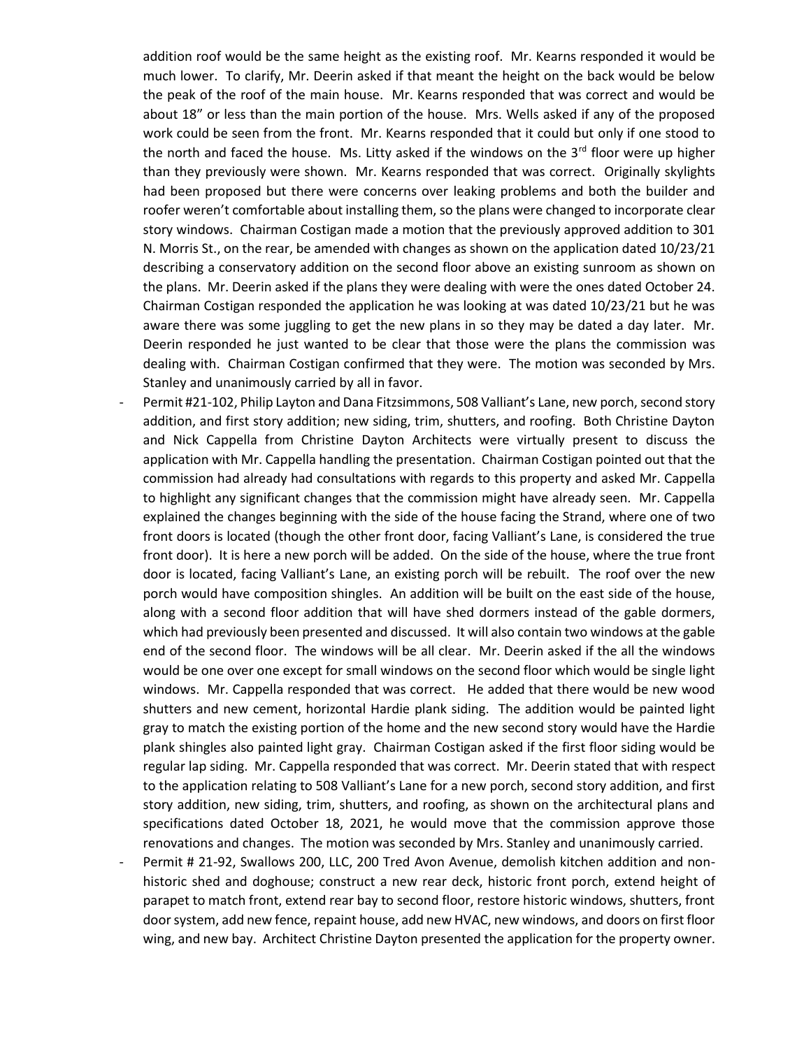addition roof would be the same height as the existing roof. Mr. Kearns responded it would be much lower. To clarify, Mr. Deerin asked if that meant the height on the back would be below the peak of the roof of the main house. Mr. Kearns responded that was correct and would be about 18" or less than the main portion of the house. Mrs. Wells asked if any of the proposed work could be seen from the front. Mr. Kearns responded that it could but only if one stood to the north and faced the house. Ms. Litty asked if the windows on the 3rd floor were up higher than they previously were shown. Mr. Kearns responded that was correct. Originally skylights had been proposed but there were concerns over leaking problems and both the builder and roofer weren't comfortable about installing them, so the plans were changed to incorporate clear story windows. Chairman Costigan made a motion that the previously approved addition to 301 N. Morris St., on the rear, be amended with changes as shown on the application dated 10/23/21 describing a conservatory addition on the second floor above an existing sunroom as shown on the plans. Mr. Deerin asked if the plans they were dealing with were the ones dated October 24. Chairman Costigan responded the application he was looking at was dated 10/23/21 but he was aware there was some juggling to get the new plans in so they may be dated a day later. Mr. Deerin responded he just wanted to be clear that those were the plans the commission was dealing with. Chairman Costigan confirmed that they were. The motion was seconded by Mrs. Stanley and unanimously carried by all in favor.

- Permit #21-102, Philip Layton and Dana Fitzsimmons, 508 Valliant's Lane, new porch, second story addition, and first story addition; new siding, trim, shutters, and roofing. Both Christine Dayton and Nick Cappella from Christine Dayton Architects were virtually present to discuss the application with Mr. Cappella handling the presentation. Chairman Costigan pointed out that the commission had already had consultations with regards to this property and asked Mr. Cappella to highlight any significant changes that the commission might have already seen. Mr. Cappella explained the changes beginning with the side of the house facing the Strand, where one of two front doors is located (though the other front door, facing Valliant's Lane, is considered the true front door). It is here a new porch will be added. On the side of the house, where the true front door is located, facing Valliant's Lane, an existing porch will be rebuilt. The roof over the new porch would have composition shingles. An addition will be built on the east side of the house, along with a second floor addition that will have shed dormers instead of the gable dormers, which had previously been presented and discussed. It will also contain two windows at the gable end of the second floor. The windows will be all clear. Mr. Deerin asked if the all the windows would be one over one except for small windows on the second floor which would be single light windows. Mr. Cappella responded that was correct. He added that there would be new wood shutters and new cement, horizontal Hardie plank siding. The addition would be painted light gray to match the existing portion of the home and the new second story would have the Hardie plank shingles also painted light gray. Chairman Costigan asked if the first floor siding would be regular lap siding. Mr. Cappella responded that was correct. Mr. Deerin stated that with respect to the application relating to 508 Valliant's Lane for a new porch, second story addition, and first story addition, new siding, trim, shutters, and roofing, as shown on the architectural plans and specifications dated October 18, 2021, he would move that the commission approve those renovations and changes. The motion was seconded by Mrs. Stanley and unanimously carried.
- Permit # 21-92, Swallows 200, LLC, 200 Tred Avon Avenue, demolish kitchen addition and non-historic shed and doghouse; construct a new rear deck, historic front porch, extend height of parapet to match front, extend rear bay to second floor, restore historic windows, shutters, front door system, add new fence, repaint house, add new HVAC, new windows, and doors on first floor wing, and new bay. Architect Christine Dayton presented the application for the property owner.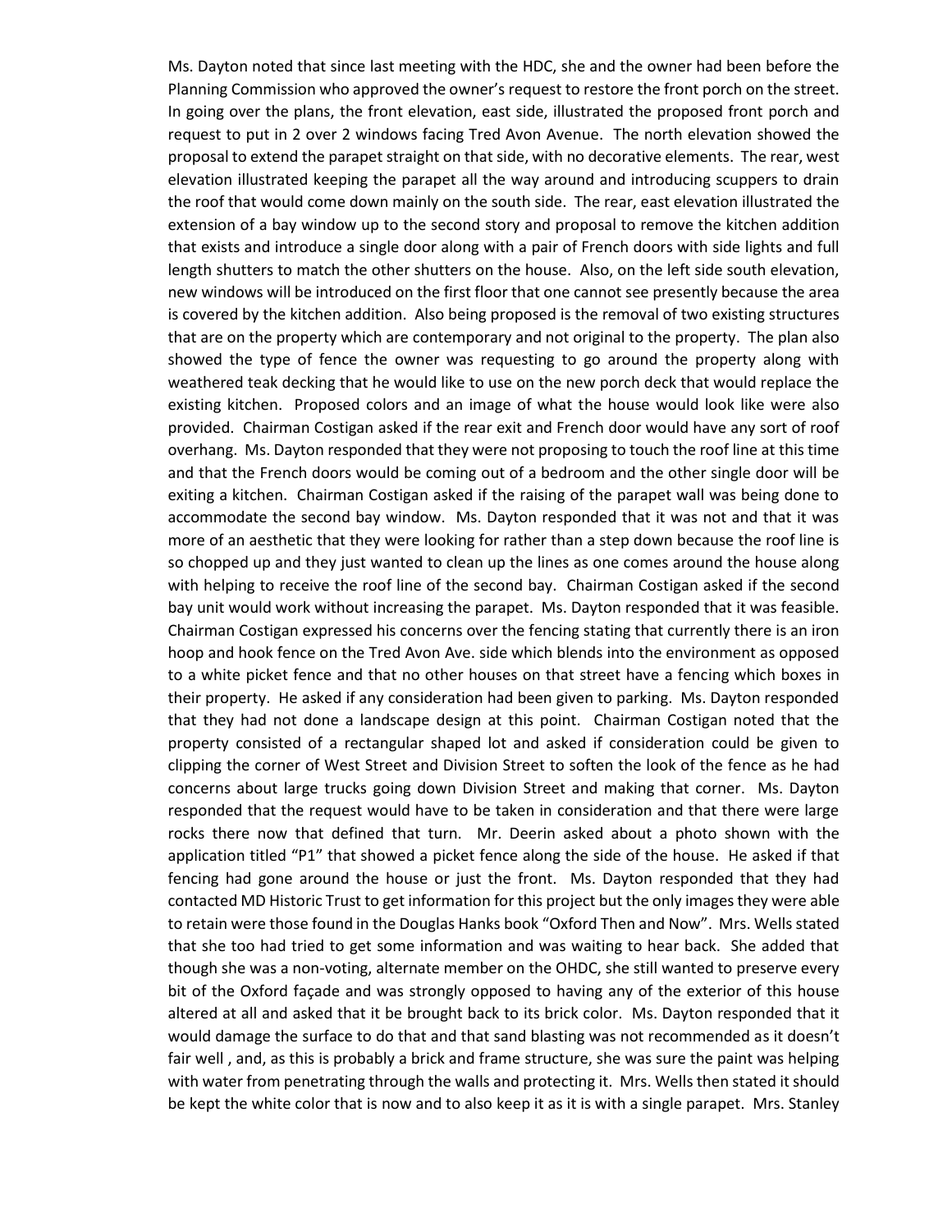Ms. Dayton noted that since last meeting with the HDC, she and the owner had been before the Planning Commission who approved the owner's request to restore the front porch on the street. In going over the plans, the front elevation, east side, illustrated the proposed front porch and request to put in 2 over 2 windows facing Tred Avon Avenue. The north elevation showed the proposal to extend the parapet straight on that side, with no decorative elements. The rear, west elevation illustrated keeping the parapet all the way around and introducing scuppers to drain the roof that would come down mainly on the south side. The rear, east elevation illustrated the extension of a bay window up to the second story and proposal to remove the kitchen addition that exists and introduce a single door along with a pair of French doors with side lights and full length shutters to match the other shutters on the house. Also, on the left side south elevation, new windows will be introduced on the first floor that one cannot see presently because the area is covered by the kitchen addition. Also being proposed is the removal of two existing structures that are on the property which are contemporary and not original to the property. The plan also showed the type of fence the owner was requesting to go around the property along with weathered teak decking that he would like to use on the new porch deck that would replace the existing kitchen. Proposed colors and an image of what the house would look like were also provided. Chairman Costigan asked if the rear exit and French door would have any sort of roof overhang. Ms. Dayton responded that they were not proposing to touch the roof line at this time and that the French doors would be coming out of a bedroom and the other single door will be exiting a kitchen. Chairman Costigan asked if the raising of the parapet wall was being done to accommodate the second bay window. Ms. Dayton responded that it was not and that it was more of an aesthetic that they were looking for rather than a step down because the roof line is so chopped up and they just wanted to clean up the lines as one comes around the house along with helping to receive the roof line of the second bay. Chairman Costigan asked if the second bay unit would work without increasing the parapet. Ms. Dayton responded that it was feasible. Chairman Costigan expressed his concerns over the fencing stating that currently there is an iron hoop and hook fence on the Tred Avon Ave. side which blends into the environment as opposed to a white picket fence and that no other houses on that street have a fencing which boxes in their property. He asked if any consideration had been given to parking. Ms. Dayton responded that they had not done a landscape design at this point. Chairman Costigan noted that the property consisted of a rectangular shaped lot and asked if consideration could be given to clipping the corner of West Street and Division Street to soften the look of the fence as he had concerns about large trucks going down Division Street and making that corner. Ms. Dayton responded that the request would have to be taken in consideration and that there were large rocks there now that defined that turn. Mr. Deerin asked about a photo shown with the application titled "P1" that showed a picket fence along the side of the house. He asked if that fencing had gone around the house or just the front. Ms. Dayton responded that they had contacted MD Historic Trust to get information for this project but the only images they were able to retain were those found in the Douglas Hanks book "Oxford Then and Now". Mrs. Wells stated that she too had tried to get some information and was waiting to hear back. She added that though she was a non-voting, alternate member on the OHDC, she still wanted to preserve every bit of the Oxford façade and was strongly opposed to having any of the exterior of this house altered at all and asked that it be brought back to its brick color. Ms. Dayton responded that it would damage the surface to do that and that sand blasting was not recommended as it doesn't fair well , and, as this is probably a brick and frame structure, she was sure the paint was helping with water from penetrating through the walls and protecting it. Mrs. Wells then stated it should be kept the white color that is now and to also keep it as it is with a single parapet. Mrs. Stanley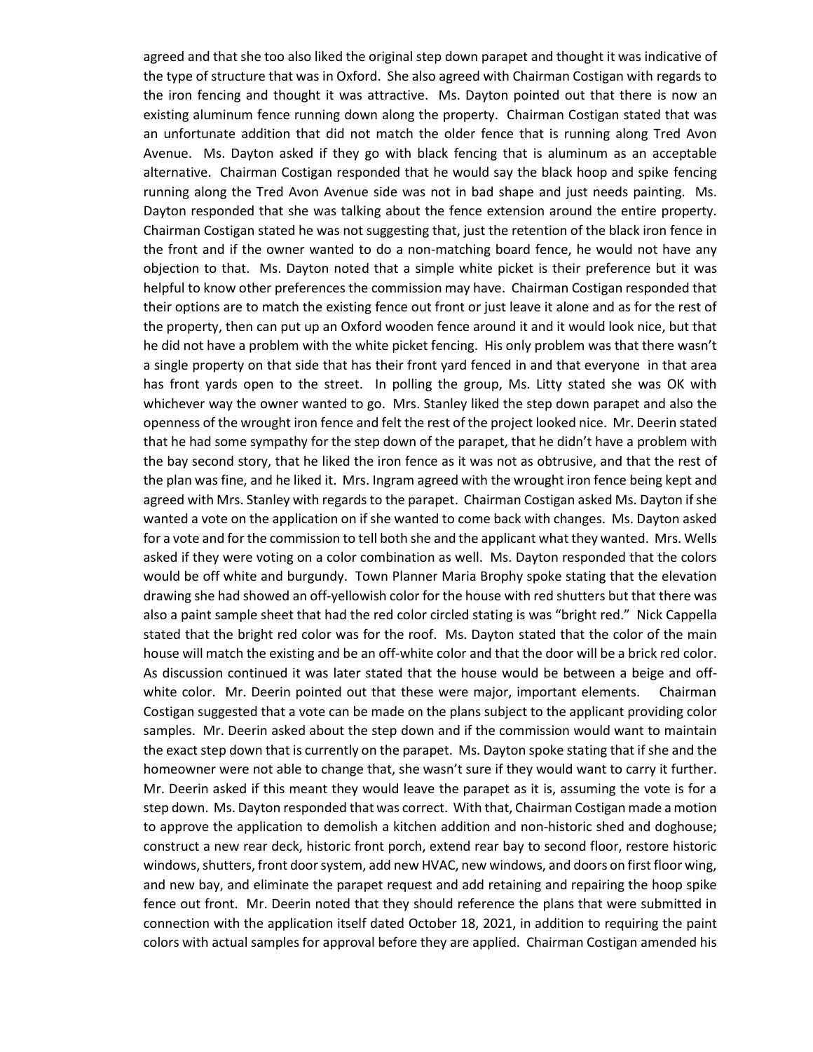agreed and that she too also liked the original step down parapet and thought it was indicative of the type of structure that was in Oxford. She also agreed with Chairman Costigan with regards to the iron fencing and thought it was attractive. Ms. Dayton pointed out that there is now an existing aluminum fence running down along the property. Chairman Costigan stated that was an unfortunate addition that did not match the older fence that is running along Tred Avon Avenue. Ms. Dayton asked if they go with black fencing that is aluminum as an acceptable alternative. Chairman Costigan responded that he would say the black hoop and spike fencing running along the Tred Avon Avenue side was not in bad shape and just needs painting. Ms. Dayton responded that she was talking about the fence extension around the entire property. Chairman Costigan stated he was not suggesting that, just the retention of the black iron fence in the front and if the owner wanted to do a non-matching board fence, he would not have any objection to that. Ms. Dayton noted that a simple white picket is their preference but it was helpful to know other preferences the commission may have. Chairman Costigan responded that their options are to match the existing fence out front or just leave it alone and as for the rest of the property, then can put up an Oxford wooden fence around it and it would look nice, but that he did not have a problem with the white picket fencing. His only problem was that there wasn't a single property on that side that has their front yard fenced in and that everyone in that area has front yards open to the street. In polling the group, Ms. Litty stated she was OK with whichever way the owner wanted to go. Mrs. Stanley liked the step down parapet and also the openness of the wrought iron fence and felt the rest of the project looked nice. Mr. Deerin stated that he had some sympathy for the step down of the parapet, that he didn't have a problem with the bay second story, that he liked the iron fence as it was not as obtrusive, and that the rest of the plan was fine, and he liked it. Mrs. Ingram agreed with the wrought iron fence being kept and agreed with Mrs. Stanley with regards to the parapet. Chairman Costigan asked Ms. Dayton if she wanted a vote on the application on if she wanted to come back with changes. Ms. Dayton asked for a vote and for the commission to tell both she and the applicant what they wanted. Mrs. Wells asked if they were voting on a color combination as well. Ms. Dayton responded that the colors would be off white and burgundy. Town Planner Maria Brophy spoke stating that the elevation drawing she had showed an off-yellowish color for the house with red shutters but that there was also a paint sample sheet that had the red color circled stating is was "bright red." Nick Cappella stated that the bright red color was for the roof. Ms. Dayton stated that the color of the main house will match the existing and be an off-white color and that the door will be a brick red color. As discussion continued it was later stated that the house would be between a beige and off-white color. Mr. Deerin pointed out that these were major, important elements. Chairman Costigan suggested that a vote can be made on the plans subject to the applicant providing color samples. Mr. Deerin asked about the step down and if the commission would want to maintain the exact step down that is currently on the parapet. Ms. Dayton spoke stating that if she and the homeowner were not able to change that, she wasn't sure if they would want to carry it further. Mr. Deerin asked if this meant they would leave the parapet as it is, assuming the vote is for a step down. Ms. Dayton responded that was correct. With that, Chairman Costigan made a motion to approve the application to demolish a kitchen addition and non-historic shed and doghouse; construct a new rear deck, historic front porch, extend rear bay to second floor, restore historic windows, shutters, front door system, add new HVAC, new windows, and doors on first floor wing, and new bay, and eliminate the parapet request and add retaining and repairing the hoop spike fence out front. Mr. Deerin noted that they should reference the plans that were submitted in connection with the application itself dated October 18, 2021, in addition to requiring the paint colors with actual samples for approval before they are applied. Chairman Costigan amended his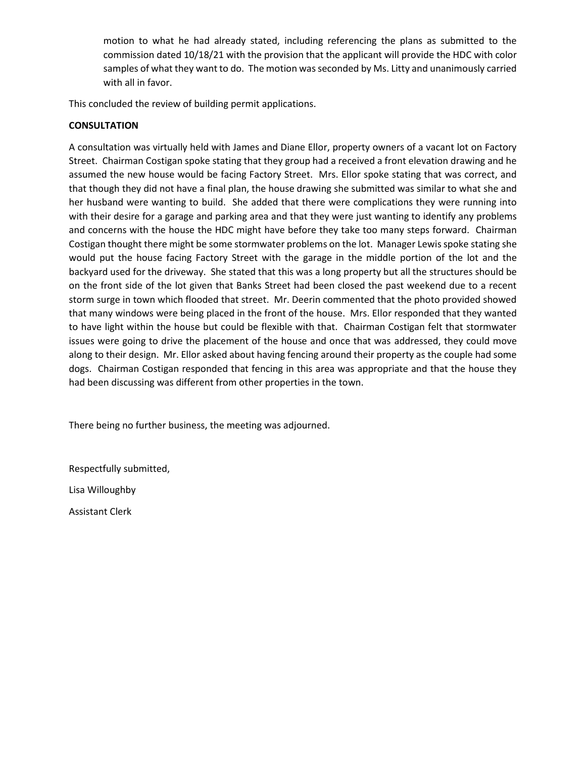motion to what he had already stated, including referencing the plans as submitted to the commission dated 10/18/21 with the provision that the applicant will provide the HDC with color samples of what they want to do. The motion was seconded by Ms. Litty and unanimously carried with all in favor.

This concluded the review of building permit applications.

**CONSULTATION**

A consultation was virtually held with James and Diane Ellor, property owners of a vacant lot on Factory Street. Chairman Costigan spoke stating that they group had a received a front elevation drawing and he assumed the new house would be facing Factory Street. Mrs. Ellor spoke stating that was correct, and that though they did not have a final plan, the house drawing she submitted was similar to what she and her husband were wanting to build. She added that there were complications they were running into with their desire for a garage and parking area and that they were just wanting to identify any problems and concerns with the house the HDC might have before they take too many steps forward. Chairman Costigan thought there might be some stormwater problems on the lot. Manager Lewis spoke stating she would put the house facing Factory Street with the garage in the middle portion of the lot and the backyard used for the driveway. She stated that this was a long property but all the structures should be on the front side of the lot given that Banks Street had been closed the past weekend due to a recent storm surge in town which flooded that street. Mr. Deerin commented that the photo provided showed that many windows were being placed in the front of the house. Mrs. Ellor responded that they wanted to have light within the house but could be flexible with that. Chairman Costigan felt that stormwater issues were going to drive the placement of the house and once that was addressed, they could move along to their design. Mr. Ellor asked about having fencing around their property as the couple had some dogs. Chairman Costigan responded that fencing in this area was appropriate and that the house they had been discussing was different from other properties in the town.

There being no further business, the meeting was adjourned.

Respectfully submitted,

Lisa Willoughby

Assistant Clerk